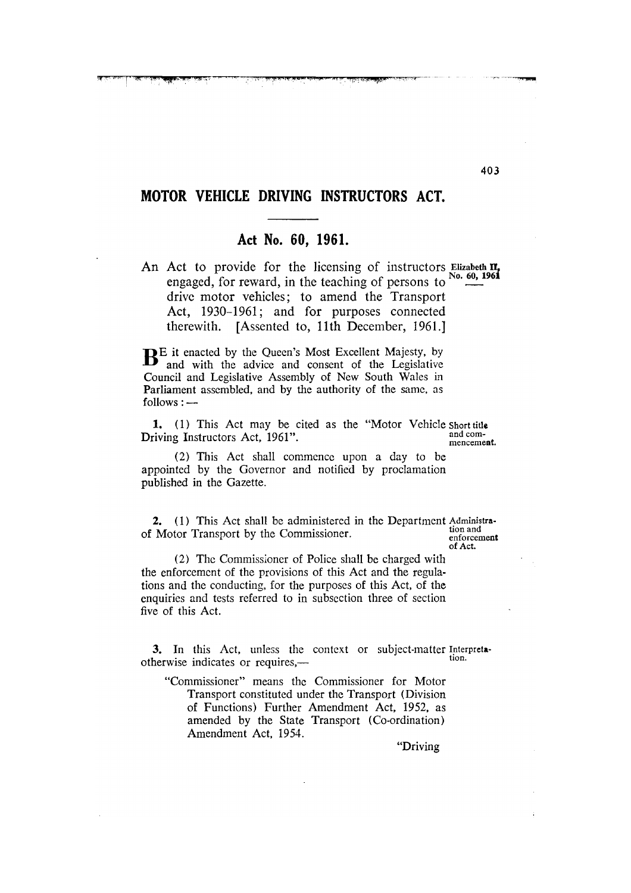# MOTOR VEHICLE DRIVING INSTRUCTORS ACT.

## Act No. 60, 1961.

An Act to provide for the licensing of instructors engaged, for reward, in the teaching of persons to drive motor vehicles; to amend the Transport Act, 1930–1961; and for purposes connected therewith. [Assented to, 11th December, 1961.]

Elizabeth II, No. 60, 1961

BE it enacted by the Queen's Most Excellent Majesty, by and with the advice and consent of the Legislative Council and Legislative Assembly of New South Wales in Parliament assembled, and by the authority of the same, as follows: —

**1.** (1) This Act may be cited as the "Motor Vehicle Driving Instructors Act, 1961".

Short title and commencement.

(2) This Act shall commence upon a day to be appointed by the Governor and notified by proclamation published in the Gazette.

**2.** (1) This Act shall be administered in the Department of Motor Transport by the Commissioner.

Administration and enforcement of Act.

(2) The Commissioner of Police shall be charged with the enforcement of the provisions of this Act and the regulations and the conducting, for the purposes of this Act, of the enquiries and tests referred to in subsection three of section five of this Act.

**3.** In this Act, unless the context or subject-matter otherwise indicates or requires,—

Interpretation.

"Commissioner" means the Commissioner for Motor Transport constituted under the Transport (Division of Functions) Further Amendment Act, 1952, as amended by the State Transport (Co-ordination) Amendment Act, 1954.

"Driving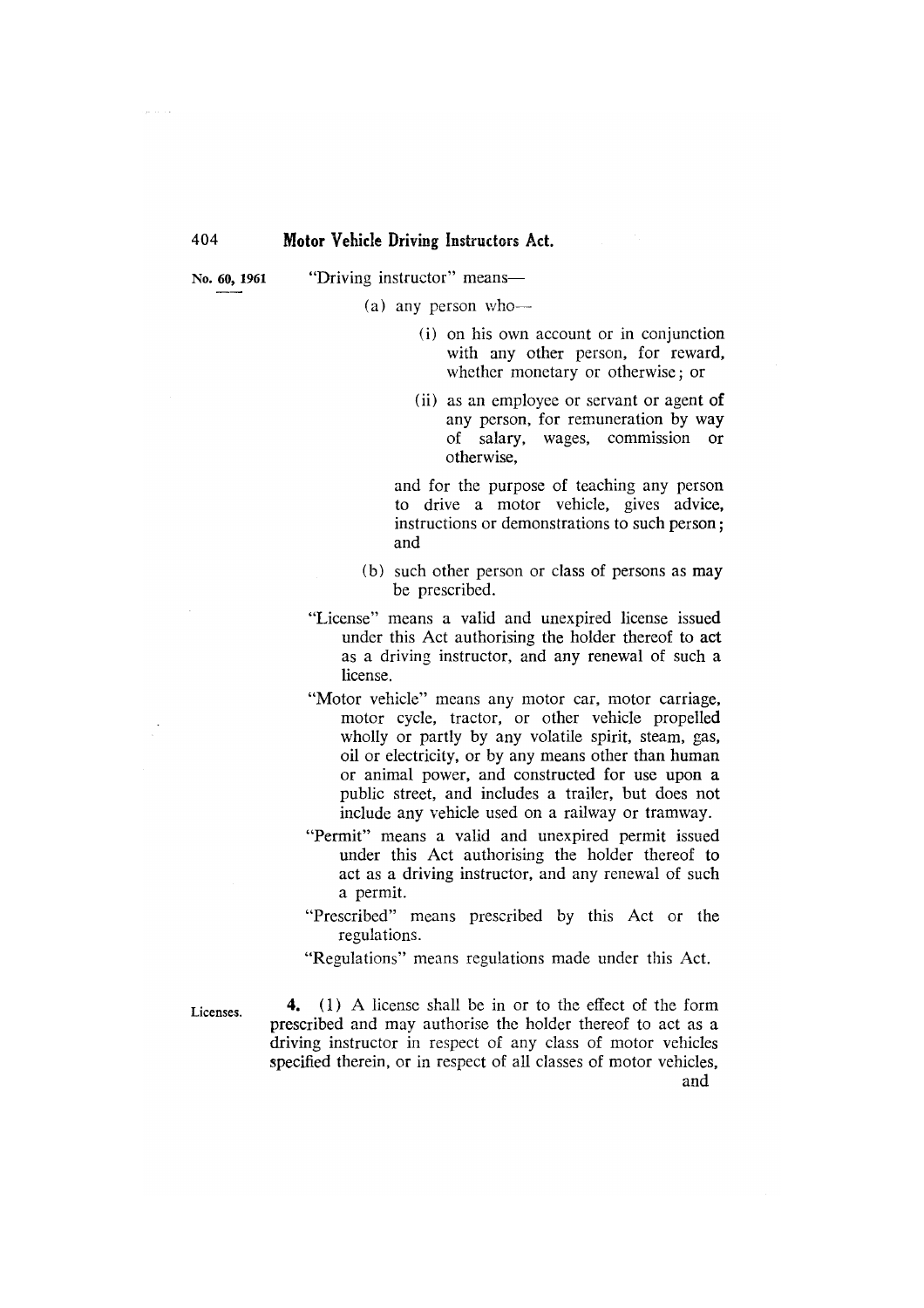No. 60, 1961

"Driving instructor" means—

(a) any person who—

(i) on his own account or in conjunction with any other person, for reward, whether monetary or otherwise; or

(ii) as an employee or servant or agent of any person, for remuneration by way of salary, wages, commission or otherwise,

and for the purpose of teaching any person to drive a motor vehicle, gives advice, instructions or demonstrations to such person; and

(b) such other person or class of persons as may be prescribed.

"License" means a valid and unexpired license issued under this Act authorising the holder thereof to act as a driving instructor, and any renewal of such a license.

"Motor vehicle" means any motor car, motor carriage, motor cycle, tractor, or other vehicle propelled wholly or partly by any volatile spirit, steam, gas, oil or electricity, or by any means other than human or animal power, and constructed for use upon a public street, and includes a trailer, but does not include any vehicle used on a railway or tramway.

"Permit" means a valid and unexpired permit issued under this Act authorising the holder thereof to act as a driving instructor, and any renewal of such a permit.

"Prescribed" means prescribed by this Act or the regulations.

"Regulations" means regulations made under this Act.

Licenses.

**4.** (1) A license shall be in or to the effect of the form prescribed and may authorise the holder thereof to act as a driving instructor in respect of any class of motor vehicles specified therein, or in respect of all classes of motor vehicles, and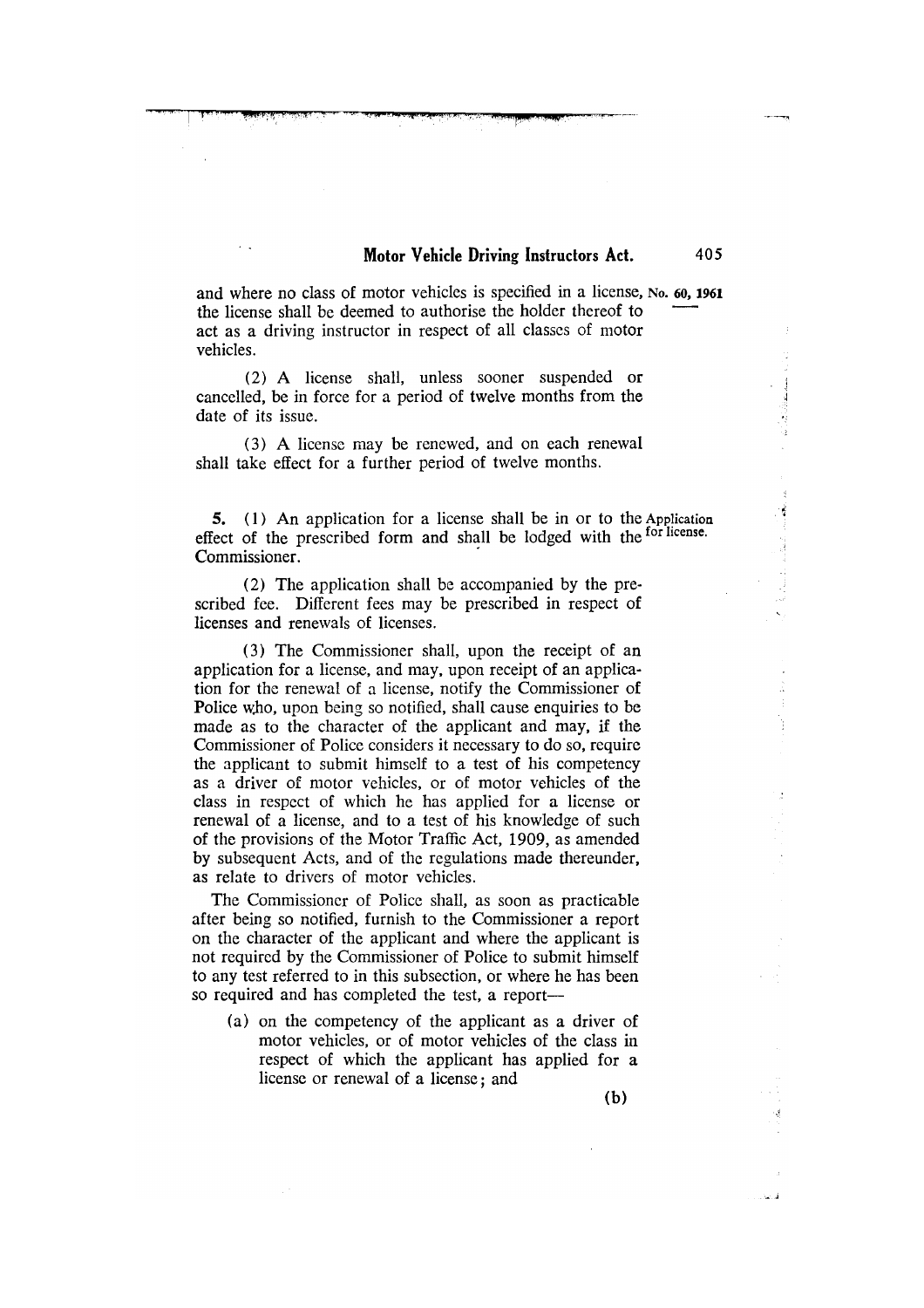and where no class of motor vehicles is specified in a license, the license shall be deemed to authorise the holder thereof to act as a driving instructor in respect of all classes of motor vehicles.

No. 60, 1961

(2) A license shall, unless sooner suspended or cancelled, be in force for a period of twelve months from the date of its issue.

(3) A license may be renewed, and on each renewal shall take effect for a further period of twelve months.

Application for license.

**5.** (1) An application for a license shall be in or to the effect of the prescribed form and shall be lodged with the Commissioner.

(2) The application shall be accompanied by the prescribed fee. Different fees may be prescribed in respect of licenses and renewals of licenses.

(3) The Commissioner shall, upon the receipt of an application for a license, and may, upon receipt of an application for the renewal of a license, notify the Commissioner of Police who, upon being so notified, shall cause enquiries to be made as to the character of the applicant and may, if the Commissioner of Police considers it necessary to do so, require the applicant to submit himself to a test of his competency as a driver of motor vehicles, or of motor vehicles of the class in respect of which he has applied for a license or renewal of a license, and to a test of his knowledge of such of the provisions of the Motor Traffic Act, 1909, as amended by subsequent Acts, and of the regulations made thereunder, as relate to drivers of motor vehicles.

The Commissioner of Police shall, as soon as practicable after being so notified, furnish to the Commissioner a report on the character of the applicant and where the applicant is not required by the Commissioner of Police to submit himself to any test referred to in this subsection, or where he has been so required and has completed the test, a report—

(a) on the competency of the applicant as a driver of motor vehicles, or of motor vehicles of the class in respect of which the applicant has applied for a license or renewal of a license; and

(b)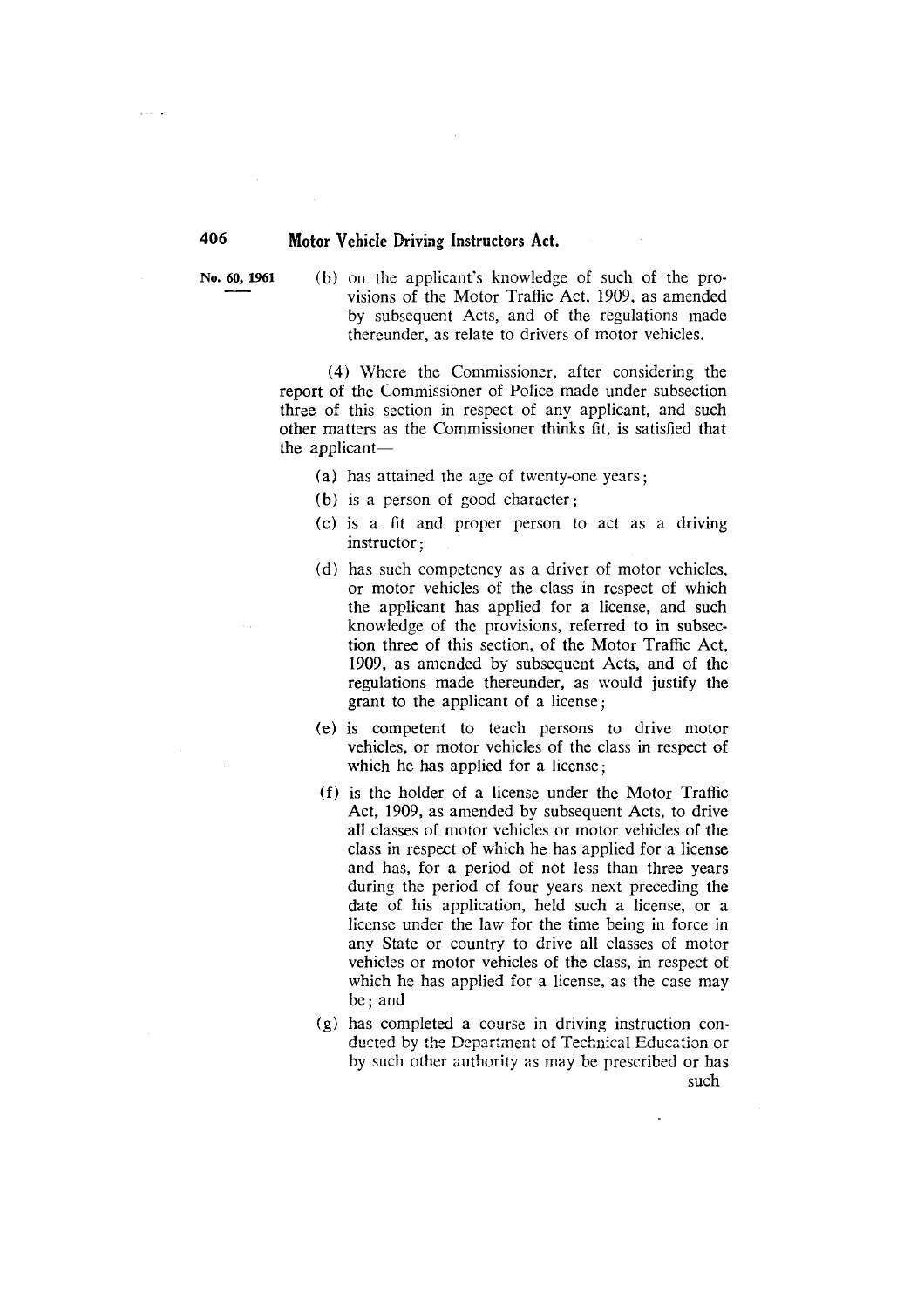No. 60, 1961

(b) on the applicant's knowledge of such of the provisions of the Motor Traffic Act, 1909, as amended by subsequent Acts, and of the regulations made thereunder, as relate to drivers of motor vehicles.

(4) Where the Commissioner, after considering the report of the Commissioner of Police made under subsection three of this section in respect of any applicant, and such other matters as the Commissioner thinks fit, is satisfied that the applicant—

(a) has attained the age of twenty-one years;

(b) is a person of good character;

(c) is a fit and proper person to act as a driving instructor;

(d) has such competency as a driver of motor vehicles, or motor vehicles of the class in respect of which the applicant has applied for a license, and such knowledge of the provisions, referred to in subsection three of this section, of the Motor Traffic Act, 1909, as amended by subsequent Acts, and of the regulations made thereunder, as would justify the grant to the applicant of a license;

(e) is competent to teach persons to drive motor vehicles, or motor vehicles of the class in respect of which he has applied for a license;

(f) is the holder of a license under the Motor Traffic Act, 1909, as amended by subsequent Acts, to drive all classes of motor vehicles or motor vehicles of the class in respect of which he has applied for a license and has, for a period of not less than three years during the period of four years next preceding the date of his application, held such a license, or a license under the law for the time being in force in any State or country to drive all classes of motor vehicles or motor vehicles of the class, in respect of which he has applied for a license, as the case may be; and

(g) has completed a course in driving instruction conducted by the Department of Technical Education or by such other authority as may be prescribed or has such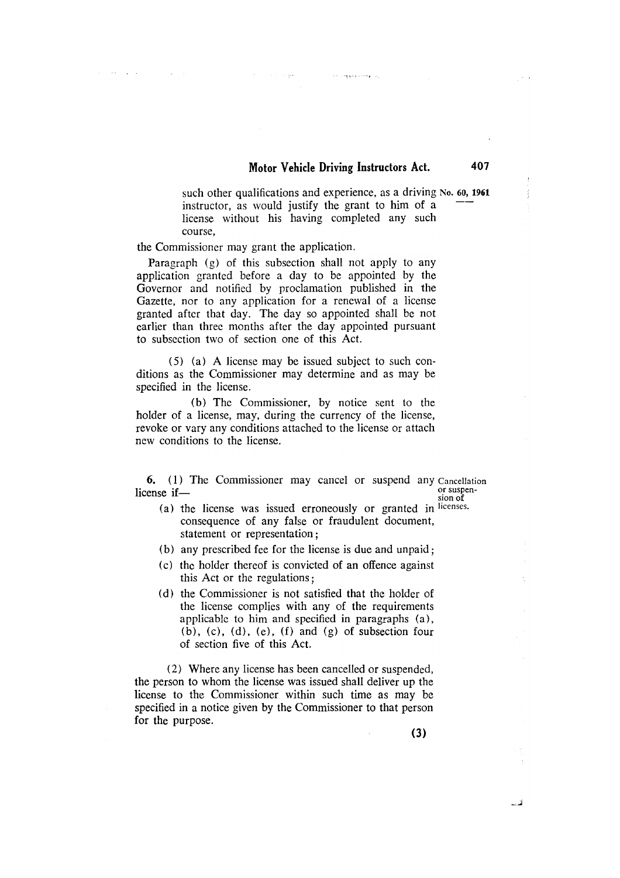such other qualifications and experience, as a driving instructor, as would justify the grant to him of a license without his having completed any such course,

the Commissioner may grant the application.

Paragraph (g) of this subsection shall not apply to any application granted before a day to be appointed by the Governor and notified by proclamation published in the Gazette, nor to any application for a renewal of a license granted after that day. The day so appointed shall be not earlier than three months after the day appointed pursuant to subsection two of section one of this Act.

(5) (a) A license may be issued subject to such conditions as the Commissioner may determine and as may be specified in the license.

(b) The Commissioner, by notice sent to the holder of a license, may, during the currency of the license, revoke or vary any conditions attached to the license or attach new conditions to the license.

Cancellation or suspension of licenses.

**6.** (1) The Commissioner may cancel or suspend any license if—

(a) the license was issued erroneously or granted in consequence of any false or fraudulent document, statement or representation;

(b) any prescribed fee for the license is due and unpaid;

(c) the holder thereof is convicted of an offence against this Act or the regulations;

(d) the Commissioner is not satisfied that the holder of the license complies with any of the requirements applicable to him and specified in paragraphs (a), (b), (c), (d), (e), (f) and (g) of subsection four of section five of this Act.

(2) Where any license has been cancelled or suspended, the person to whom the license was issued shall deliver up the license to the Commissioner within such time as may be specified in a notice given by the Commissioner to that person for the purpose.

(3)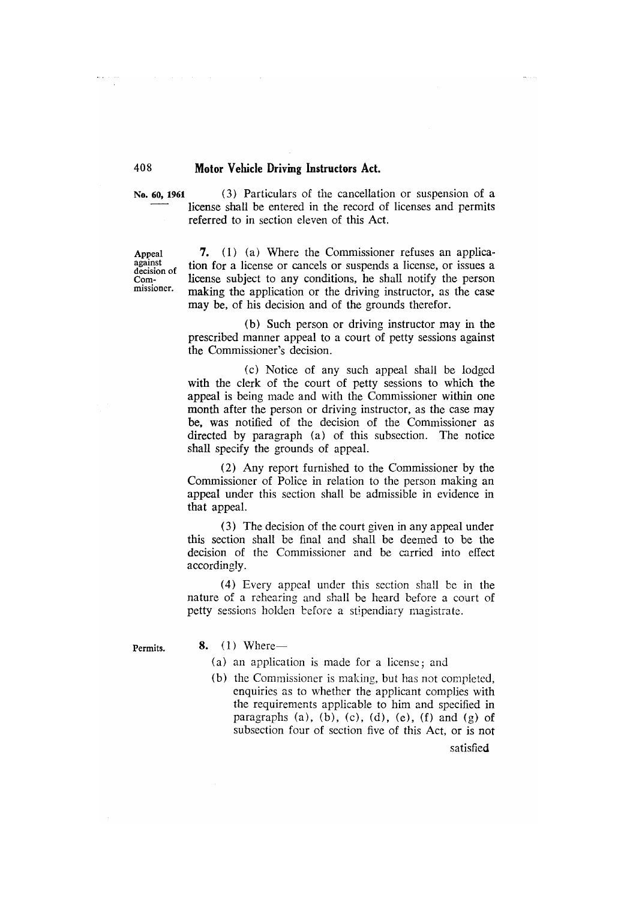(3) Particulars of the cancellation or suspension of a license shall be entered in the record of licenses and permits referred to in section eleven of this Act.

**Appeal against decision of Commissioner.**

**7.** (1) (a) Where the Commissioner refuses an application for a license or cancels or suspends a license, or issues a license subject to any conditions, he shall notify the person making the application or the driving instructor, as the case may be, of his decision and of the grounds therefor.

(b) Such person or driving instructor may in the prescribed manner appeal to a court of petty sessions against the Commissioner's decision.

(c) Notice of any such appeal shall be lodged with the clerk of the court of petty sessions to which the appeal is being made and with the Commissioner within one month after the person or driving instructor, as the case may be, was notified of the decision of the Commissioner as directed by paragraph (a) of this subsection. The notice shall specify the grounds of appeal.

(2) Any report furnished to the Commissioner by the Commissioner of Police in relation to the person making an appeal under this section shall be admissible in evidence in that appeal.

(3) The decision of the court given in any appeal under this section shall be final and shall be deemed to be the decision of the Commissioner and be carried into effect accordingly.

(4) Every appeal under this section shall be in the nature of a rehearing and shall be heard before a court of petty sessions holden before a stipendiary magistrate.

**Permits.**

**8.** (1) Where—

(a) an application is made for a license; and

(b) the Commissioner is making, but has not completed, enquiries as to whether the applicant complies with the requirements applicable to him and specified in paragraphs (a), (b), (c), (d), (e), (f) and (g) of subsection four of section five of this Act, or is not satisfied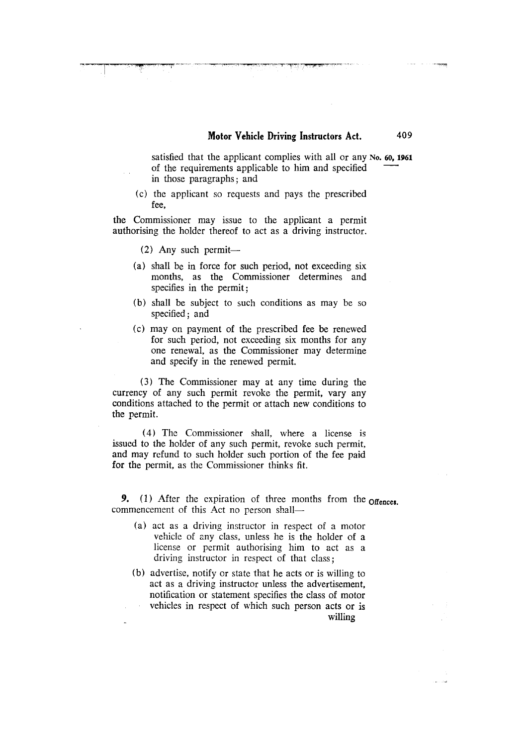satisfied that the applicant complies with all or any of the requirements applicable to him and specified in those paragraphs; and

(c) the applicant so requests and pays the prescribed fee,

the Commissioner may issue to the applicant a permit authorising the holder thereof to act as a driving instructor.

(2) Any such permit—

(a) shall be in force for such period, not exceeding six months, as the Commissioner determines and specifies in the permit;

(b) shall be subject to such conditions as may be so specified; and

(c) may on payment of the prescribed fee be renewed for such period, not exceeding six months for any one renewal, as the Commissioner may determine and specify in the renewed permit.

(3) The Commissioner may at any time during the currency of any such permit revoke the permit, vary any conditions attached to the permit or attach new conditions to the permit.

(4) The Commissioner shall, where a license is issued to the holder of any such permit, revoke such permit, and may refund to such holder such portion of the fee paid for the permit, as the Commissioner thinks fit.

**9.** (1) After the expiration of three months from the commencement of this Act no person shall—

**Offences.**

(a) act as a driving instructor in respect of a motor vehicle of any class, unless he is the holder of a license or permit authorising him to act as a driving instructor in respect of that class;

(b) advertise, notify or state that he acts or is willing to act as a driving instructor unless the advertisement, notification or statement specifies the class of motor vehicles in respect of which such person acts or is willing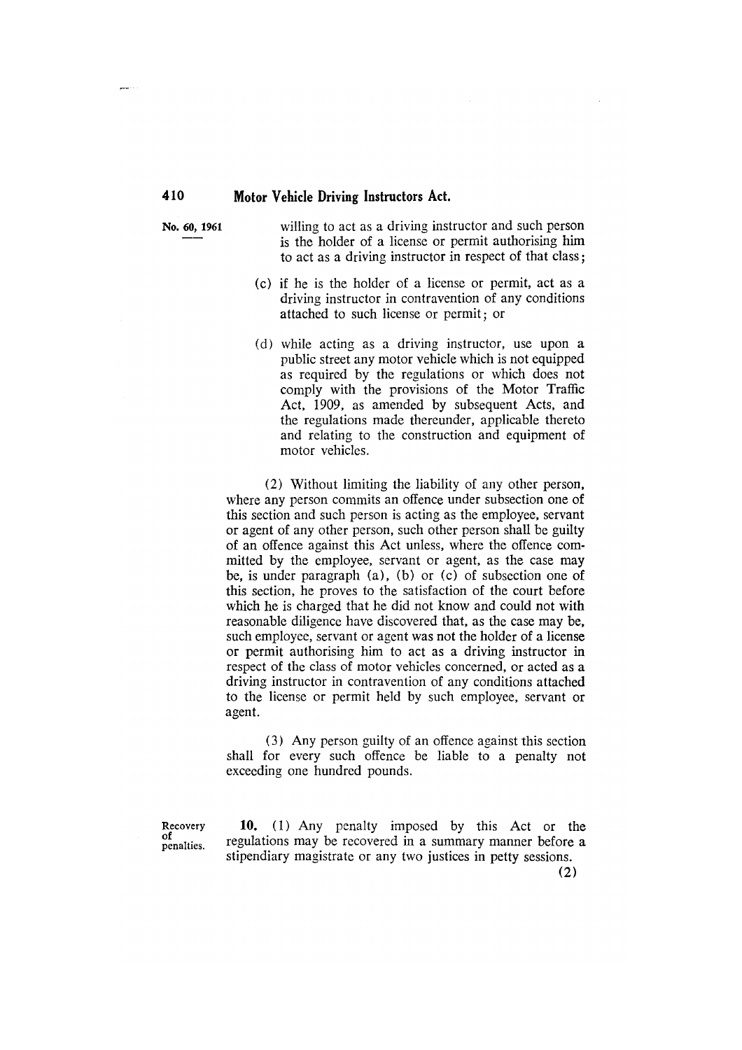willing to act as a driving instructor and such person is the holder of a license or permit authorising him to act as a driving instructor in respect of that class;

(c) if he is the holder of a license or permit, act as a driving instructor in contravention of any conditions attached to such license or permit; or

(d) while acting as a driving instructor, use upon a public street any motor vehicle which is not equipped as required by the regulations or which does not comply with the provisions of the Motor Traffic Act, 1909, as amended by subsequent Acts, and the regulations made thereunder, applicable thereto and relating to the construction and equipment of motor vehicles.

(2) Without limiting the liability of any other person, where any person commits an offence under subsection one of this section and such person is acting as the employee, servant or agent of any other person, such other person shall be guilty of an offence against this Act unless, where the offence committed by the employee, servant or agent, as the case may be, is under paragraph (a), (b) or (c) of subsection one of this section, he proves to the satisfaction of the court before which he is charged that he did not know and could not with reasonable diligence have discovered that, as the case may be, such employee, servant or agent was not the holder of a license or permit authorising him to act as a driving instructor in respect of the class of motor vehicles concerned, or acted as a driving instructor in contravention of any conditions attached to the license or permit held by such employee, servant or agent.

(3) Any person guilty of an offence against this section shall for every such offence be liable to a penalty not exceeding one hundred pounds.

Recovery of penalties.

**10.** (1) Any penalty imposed by this Act or the regulations may be recovered in a summary manner before a stipendiary magistrate or any two justices in petty sessions.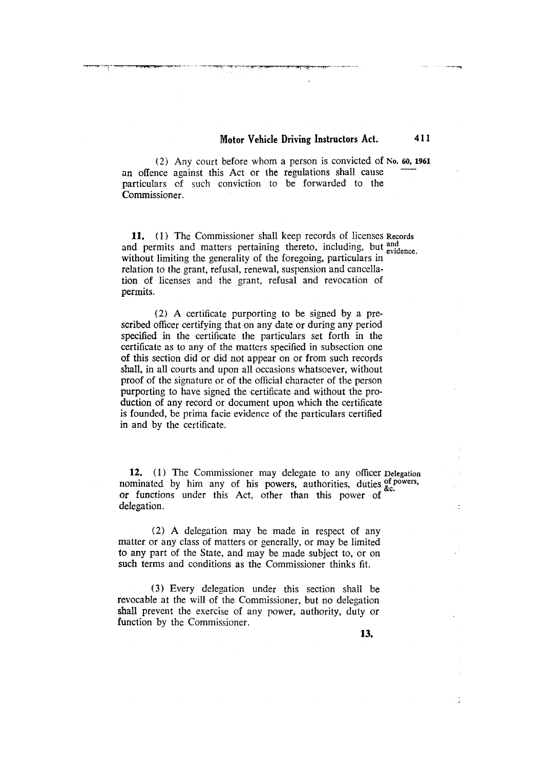(2) Any court before whom a person is convicted of an offence against this Act or the regulations shall cause particulars of such conviction to be forwarded to the Commissioner.

**Records and evidence.**

**11.** (1) The Commissioner shall keep records of licenses and permits and matters pertaining thereto, including, but without limiting the generality of the foregoing, particulars in relation to the grant, refusal, renewal, suspension and cancellation of licenses and the grant, refusal and revocation of permits.

(2) A certificate purporting to be signed by a prescribed officer certifying that on any date or during any period specified in the certificate the particulars set forth in the certificate as to any of the matters specified in subsection one of this section did or did not appear on or from such records shall, in all courts and upon all occasions whatsoever, without proof of the signature or of the official character of the person purporting to have signed the certificate and without the production of any record or document upon which the certificate is founded, be prima facie evidence of the particulars certified in and by the certificate.

**Delegation of powers, &c.**

**12.** (1) The Commissioner may delegate to any officer nominated by him any of his powers, authorities, duties or functions under this Act, other than this power of delegation.

(2) A delegation may be made in respect of any matter or any class of matters or generally, or may be limited to any part of the State, and may be made subject to, or on such terms and conditions as the Commissioner thinks fit.

(3) Every delegation under this section shall be revocable at the will of the Commissioner, but no delegation shall prevent the exercise of any power, authority, duty or function by the Commissioner.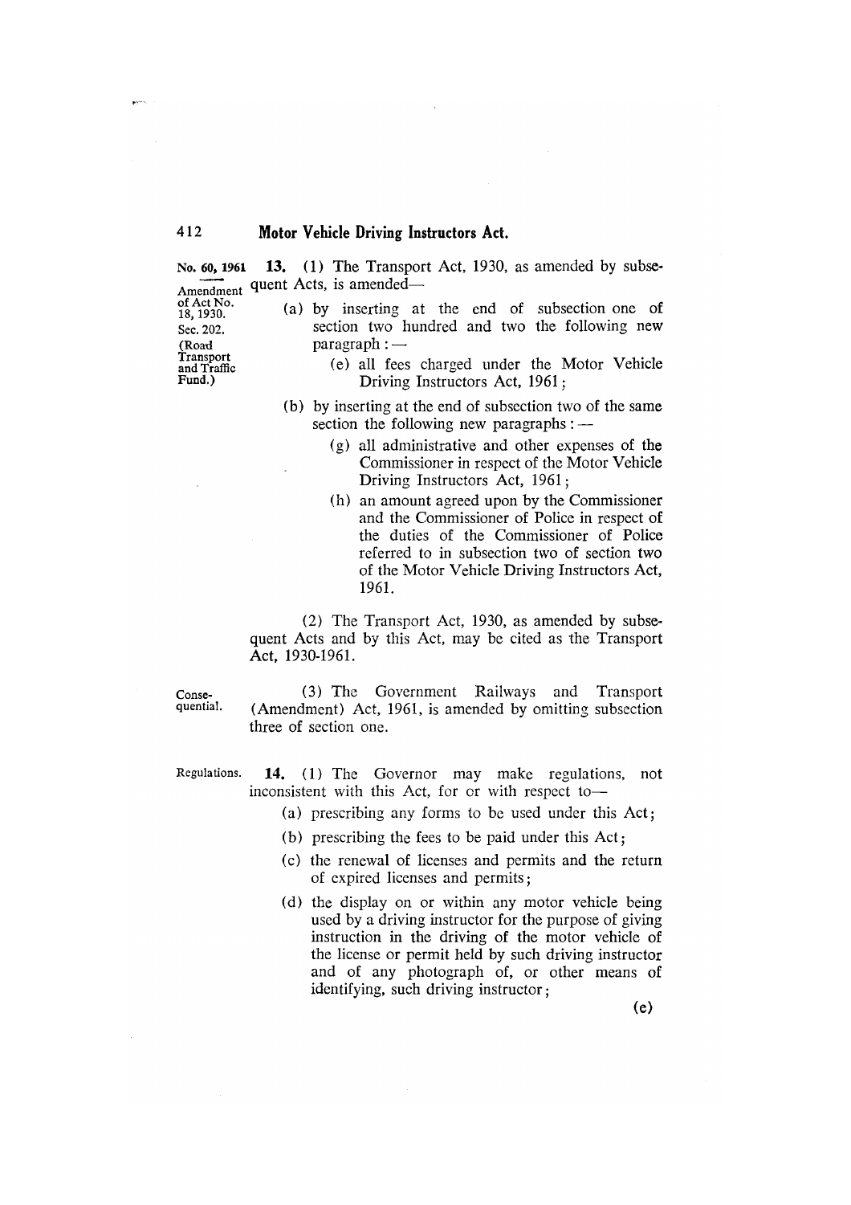No. 60, 1961

Amendment of Act No. 18, 1930. Sec. 202. (Road Transport and Traffic Fund.)

**13.** (1) The Transport Act, 1930, as amended by subsequent Acts, is amended—

(a) by inserting at the end of subsection one of section two hundred and two the following new paragraph :—

(e) all fees charged under the Motor Vehicle Driving Instructors Act, 1961;

(b) by inserting at the end of subsection two of the same section the following new paragraphs :—

(g) all administrative and other expenses of the Commissioner in respect of the Motor Vehicle Driving Instructors Act, 1961;

(h) an amount agreed upon by the Commissioner and the Commissioner of Police in respect of the duties of the Commissioner of Police referred to in subsection two of section two of the Motor Vehicle Driving Instructors Act, 1961.

(2) The Transport Act, 1930, as amended by subsequent Acts and by this Act, may be cited as the Transport Act, 1930-1961.

Consequential.

(3) The Government Railways and Transport (Amendment) Act, 1961, is amended by omitting subsection three of section one.

Regulations.

**14.** (1) The Governor may make regulations, not inconsistent with this Act, for or with respect to—

(a) prescribing any forms to be used under this Act;

(b) prescribing the fees to be paid under this Act;

(c) the renewal of licenses and permits and the return of expired licenses and permits;

(d) the display on or within any motor vehicle being used by a driving instructor for the purpose of giving instruction in the driving of the motor vehicle of the license or permit held by such driving instructor and of any photograph of, or other means of identifying, such driving instructor;

(e)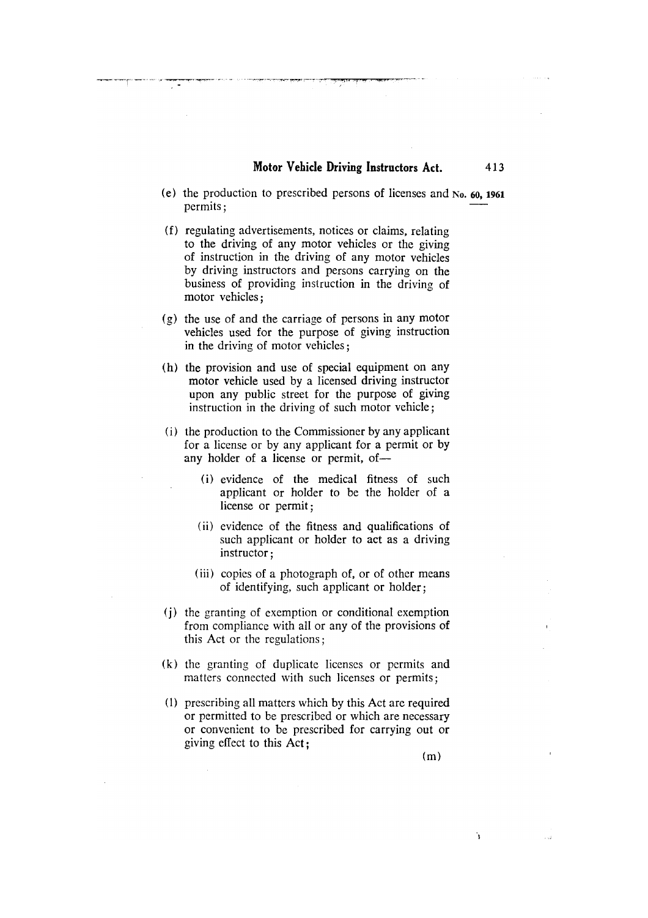(e) the production to prescribed persons of licenses and permits;

(f) regulating advertisements, notices or claims, relating to the driving of any motor vehicles or the giving of instruction in the driving of any motor vehicles by driving instructors and persons carrying on the business of providing instruction in the driving of motor vehicles;

(g) the use of and the carriage of persons in any motor vehicles used for the purpose of giving instruction in the driving of motor vehicles;

(h) the provision and use of special equipment on any motor vehicle used by a licensed driving instructor upon any public street for the purpose of giving instruction in the driving of such motor vehicle;

(i) the production to the Commissioner by any applicant for a license or by any applicant for a permit or by any holder of a license or permit, of—

  (i) evidence of the medical fitness of such applicant or holder to be the holder of a license or permit;

  (ii) evidence of the fitness and qualifications of such applicant or holder to act as a driving instructor;

  (iii) copies of a photograph of, or of other means of identifying, such applicant or holder;

(j) the granting of exemption or conditional exemption from compliance with all or any of the provisions of this Act or the regulations;

(k) the granting of duplicate licenses or permits and matters connected with such licenses or permits;

(l) prescribing all matters which by this Act are required or permitted to be prescribed or which are necessary or convenient to be prescribed for carrying out or giving effect to this Act;

(m)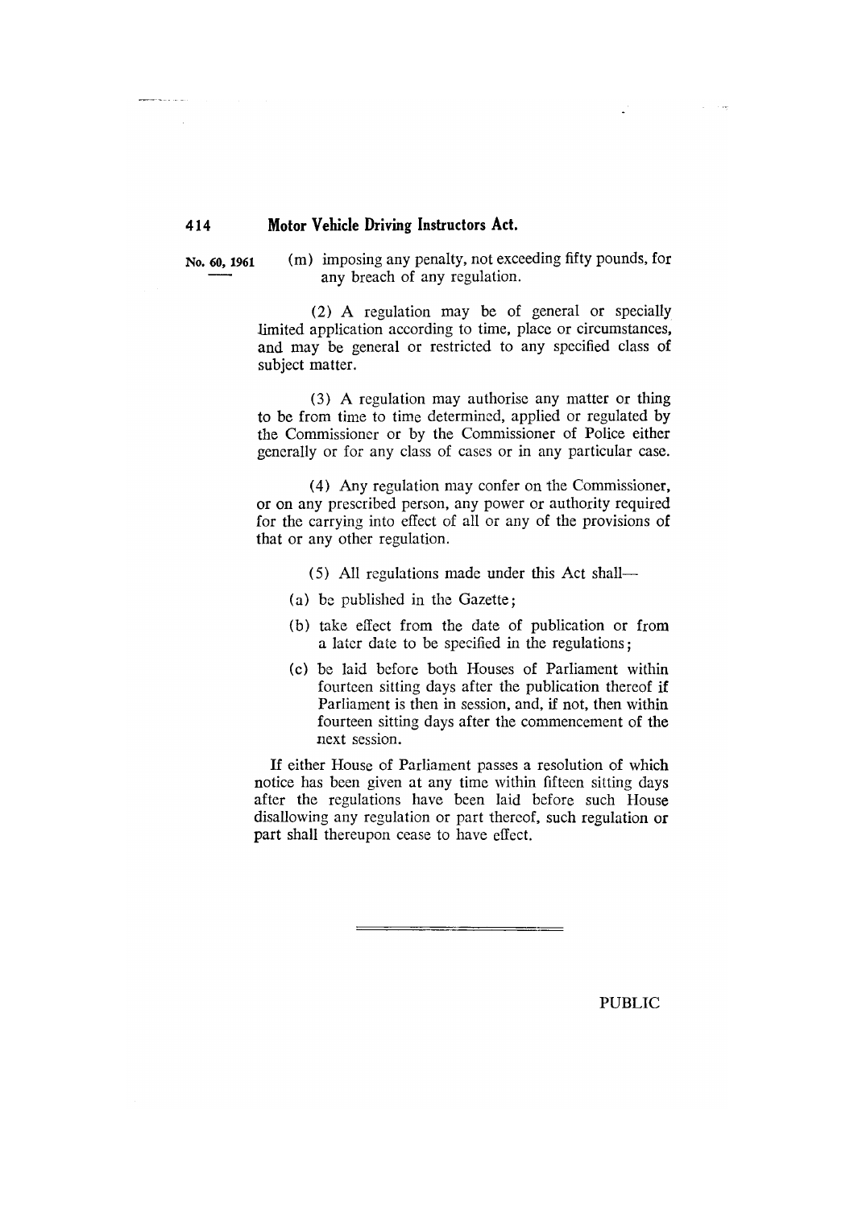No. 60, 1961

(m) imposing any penalty, not exceeding fifty pounds, for any breach of any regulation.

(2) A regulation may be of general or specially limited application according to time, place or circumstances, and may be general or restricted to any specified class of subject matter.

(3) A regulation may authorise any matter or thing to be from time to time determined, applied or regulated by the Commissioner or by the Commissioner of Police either generally or for any class of cases or in any particular case.

(4) Any regulation may confer on the Commissioner, or on any prescribed person, any power or authority required for the carrying into effect of all or any of the provisions of that or any other regulation.

(5) All regulations made under this Act shall—

(a) be published in the Gazette;

(b) take effect from the date of publication or from a later date to be specified in the regulations;

(c) be laid before both Houses of Parliament within fourteen sitting days after the publication thereof if Parliament is then in session, and, if not, then within fourteen sitting days after the commencement of the next session.

If either House of Parliament passes a resolution of which notice has been given at any time within fifteen sitting days after the regulations have been laid before such House disallowing any regulation or part thereof, such regulation or part shall thereupon cease to have effect.

PUBLIC